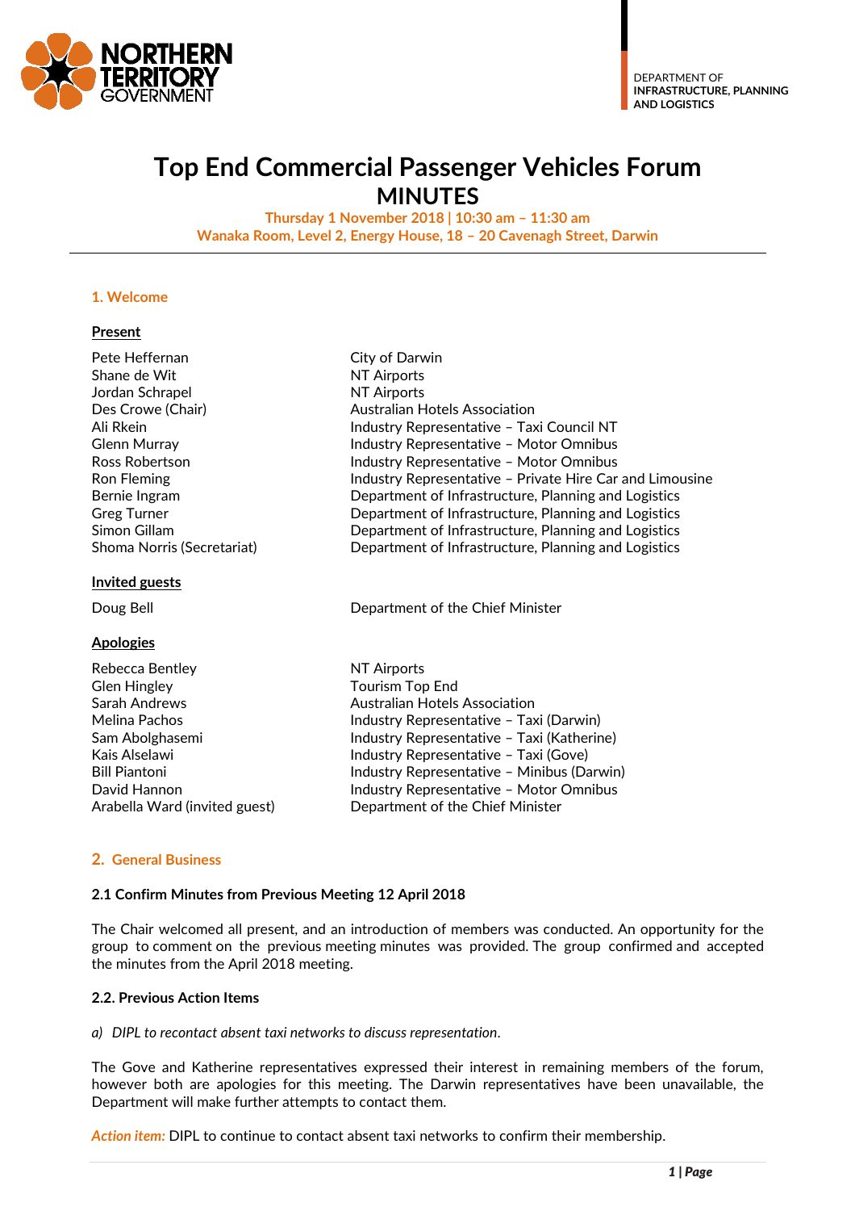NORTHERN TERRITORY GOVERNMENT

DEPARTMENT OF **INFRASTRUCTURE, PLANNING AND LOGISTICS**

# Top End Commercial Passenger Vehicles Forum MINUTES

**Thursday 1 November 2018 | 10:30 am – 11:30 am**
**Wanaka Room, Level 2, Energy House, 18 – 20 Cavenagh Street, Darwin**

## 1. Welcome

**Present**

| | |
|---|---|
| Pete Heffernan | City of Darwin |
| Shane de Wit | NT Airports |
| Jordan Schrapel | NT Airports |
| Des Crowe (Chair) | Australian Hotels Association |
| Ali Rkein | Industry Representative – Taxi Council NT |
| Glenn Murray | Industry Representative – Motor Omnibus |
| Ross Robertson | Industry Representative – Motor Omnibus |
| Ron Fleming | Industry Representative – Private Hire Car and Limousine |
| Bernie Ingram | Department of Infrastructure, Planning and Logistics |
| Greg Turner | Department of Infrastructure, Planning and Logistics |
| Simon Gillam | Department of Infrastructure, Planning and Logistics |
| Shoma Norris (Secretariat) | Department of Infrastructure, Planning and Logistics |

**Invited guests**

| | |
|---|---|
| Doug Bell | Department of the Chief Minister |

**Apologies**

| | |
|---|---|
| Rebecca Bentley | NT Airports |
| Glen Hingley | Tourism Top End |
| Sarah Andrews | Australian Hotels Association |
| Melina Pachos | Industry Representative – Taxi (Darwin) |
| Sam Abolghasemi | Industry Representative – Taxi (Katherine) |
| Kais Alselawi | Industry Representative – Taxi (Gove) |
| Bill Piantoni | Industry Representative – Minibus (Darwin) |
| David Hannon | Industry Representative – Motor Omnibus |
| Arabella Ward (invited guest) | Department of the Chief Minister |

## 2. General Business

### 2.1 Confirm Minutes from Previous Meeting 12 April 2018

The Chair welcomed all present, and an introduction of members was conducted. An opportunity for the group to comment on the previous meeting minutes was provided. The group confirmed and accepted the minutes from the April 2018 meeting.

### 2.2. Previous Action Items

*a) DIPL to recontact absent taxi networks to discuss representation.*

The Gove and Katherine representatives expressed their interest in remaining members of the forum, however both are apologies for this meeting. The Darwin representatives have been unavailable, the Department will make further attempts to contact them.

***Action item:*** DIPL to continue to contact absent taxi networks to confirm their membership.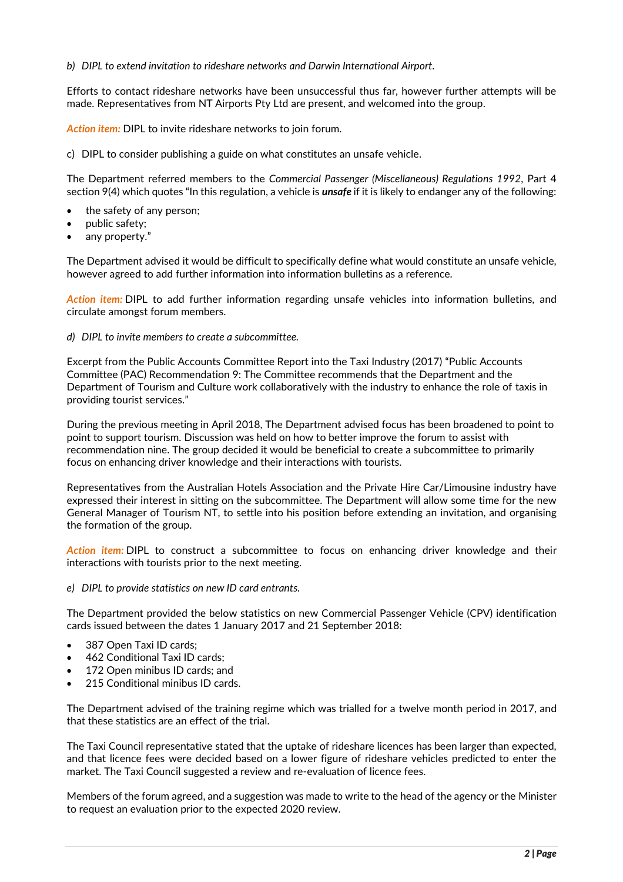*b) DIPL to extend invitation to rideshare networks and Darwin International Airport.*

Efforts to contact rideshare networks have been unsuccessful thus far, however further attempts will be made. Representatives from NT Airports Pty Ltd are present, and welcomed into the group.

*Action item:* DIPL to invite rideshare networks to join forum.

c) DIPL to consider publishing a guide on what constitutes an unsafe vehicle.

The Department referred members to the *Commercial Passenger (Miscellaneous) Regulations 1992*, Part 4 section 9(4) which quotes "In this regulation, a vehicle is ***unsafe*** if it is likely to endanger any of the following:

- the safety of any person;
- public safety;
- any property."

The Department advised it would be difficult to specifically define what would constitute an unsafe vehicle, however agreed to add further information into information bulletins as a reference.

*Action item:* DIPL to add further information regarding unsafe vehicles into information bulletins, and circulate amongst forum members.

*d) DIPL to invite members to create a subcommittee.*

Excerpt from the Public Accounts Committee Report into the Taxi Industry (2017) "Public Accounts Committee (PAC) Recommendation 9: The Committee recommends that the Department and the Department of Tourism and Culture work collaboratively with the industry to enhance the role of taxis in providing tourist services."

During the previous meeting in April 2018, The Department advised focus has been broadened to point to point to support tourism. Discussion was held on how to better improve the forum to assist with recommendation nine. The group decided it would be beneficial to create a subcommittee to primarily focus on enhancing driver knowledge and their interactions with tourists.

Representatives from the Australian Hotels Association and the Private Hire Car/Limousine industry have expressed their interest in sitting on the subcommittee. The Department will allow some time for the new General Manager of Tourism NT, to settle into his position before extending an invitation, and organising the formation of the group.

*Action item:* DIPL to construct a subcommittee to focus on enhancing driver knowledge and their interactions with tourists prior to the next meeting.

*e) DIPL to provide statistics on new ID card entrants.*

The Department provided the below statistics on new Commercial Passenger Vehicle (CPV) identification cards issued between the dates 1 January 2017 and 21 September 2018:

- 387 Open Taxi ID cards;
- 462 Conditional Taxi ID cards;
- 172 Open minibus ID cards; and
- 215 Conditional minibus ID cards.

The Department advised of the training regime which was trialled for a twelve month period in 2017, and that these statistics are an effect of the trial.

The Taxi Council representative stated that the uptake of rideshare licences has been larger than expected, and that licence fees were decided based on a lower figure of rideshare vehicles predicted to enter the market. The Taxi Council suggested a review and re-evaluation of licence fees.

Members of the forum agreed, and a suggestion was made to write to the head of the agency or the Minister to request an evaluation prior to the expected 2020 review.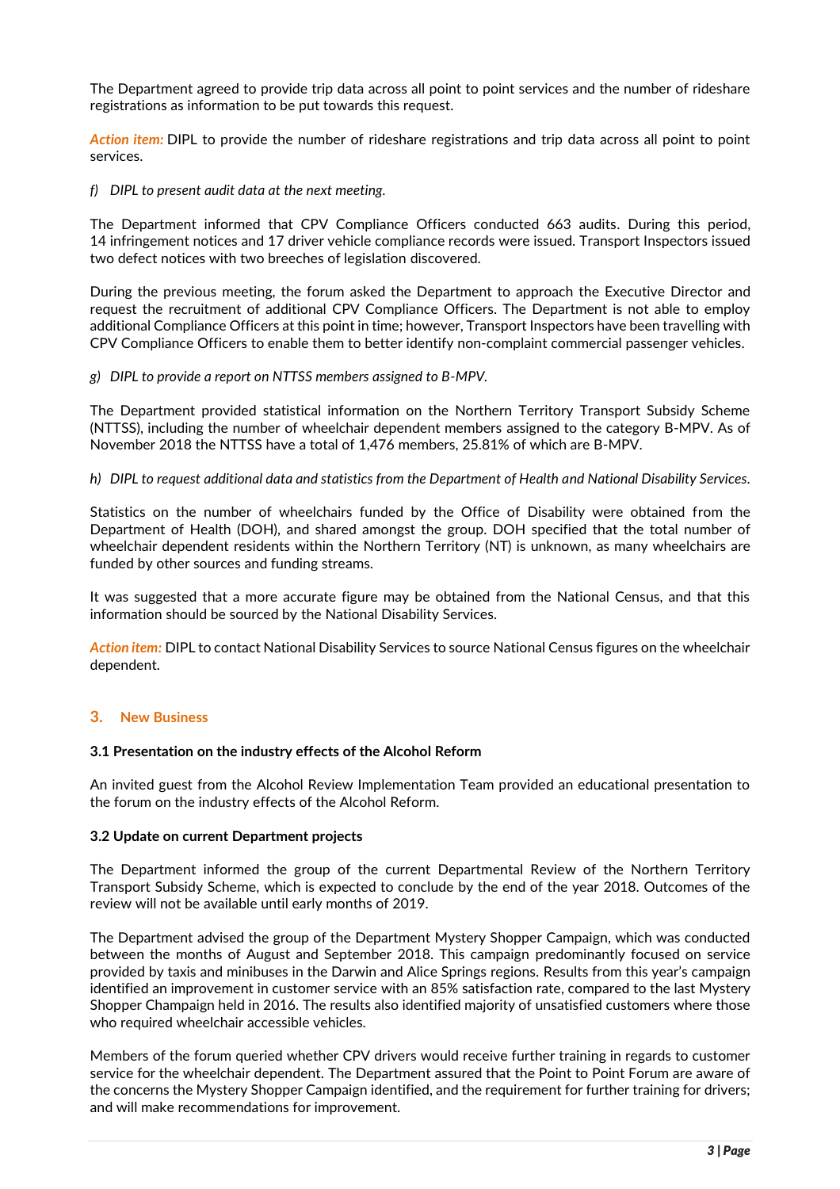The Department agreed to provide trip data across all point to point services and the number of rideshare registrations as information to be put towards this request.

***Action item:*** DIPL to provide the number of rideshare registrations and trip data across all point to point services.

*f) DIPL to present audit data at the next meeting.*

The Department informed that CPV Compliance Officers conducted 663 audits. During this period, 14 infringement notices and 17 driver vehicle compliance records were issued. Transport Inspectors issued two defect notices with two breeches of legislation discovered.

During the previous meeting, the forum asked the Department to approach the Executive Director and request the recruitment of additional CPV Compliance Officers. The Department is not able to employ additional Compliance Officers at this point in time; however, Transport Inspectors have been travelling with CPV Compliance Officers to enable them to better identify non-complaint commercial passenger vehicles.

*g) DIPL to provide a report on NTTSS members assigned to B-MPV.*

The Department provided statistical information on the Northern Territory Transport Subsidy Scheme (NTTSS), including the number of wheelchair dependent members assigned to the category B-MPV. As of November 2018 the NTTSS have a total of 1,476 members, 25.81% of which are B-MPV.

*h) DIPL to request additional data and statistics from the Department of Health and National Disability Services.*

Statistics on the number of wheelchairs funded by the Office of Disability were obtained from the Department of Health (DOH), and shared amongst the group. DOH specified that the total number of wheelchair dependent residents within the Northern Territory (NT) is unknown, as many wheelchairs are funded by other sources and funding streams.

It was suggested that a more accurate figure may be obtained from the National Census, and that this information should be sourced by the National Disability Services.

***Action item:*** DIPL to contact National Disability Services to source National Census figures on the wheelchair dependent.

## 3. New Business

**3.1 Presentation on the industry effects of the Alcohol Reform**

An invited guest from the Alcohol Review Implementation Team provided an educational presentation to the forum on the industry effects of the Alcohol Reform.

**3.2 Update on current Department projects**

The Department informed the group of the current Departmental Review of the Northern Territory Transport Subsidy Scheme, which is expected to conclude by the end of the year 2018. Outcomes of the review will not be available until early months of 2019.

The Department advised the group of the Department Mystery Shopper Campaign, which was conducted between the months of August and September 2018. This campaign predominantly focused on service provided by taxis and minibuses in the Darwin and Alice Springs regions. Results from this year's campaign identified an improvement in customer service with an 85% satisfaction rate, compared to the last Mystery Shopper Champaign held in 2016. The results also identified majority of unsatisfied customers where those who required wheelchair accessible vehicles.

Members of the forum queried whether CPV drivers would receive further training in regards to customer service for the wheelchair dependent. The Department assured that the Point to Point Forum are aware of the concerns the Mystery Shopper Campaign identified, and the requirement for further training for drivers; and will make recommendations for improvement.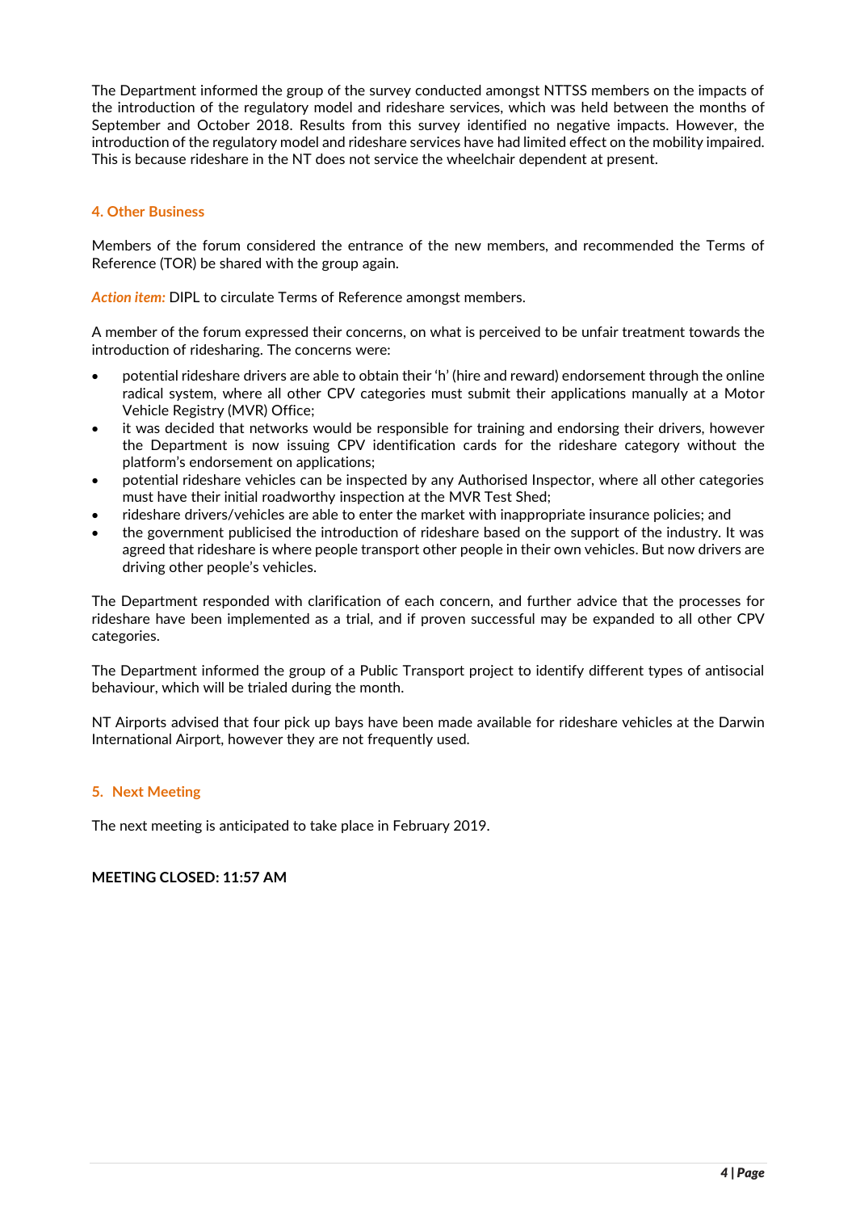The Department informed the group of the survey conducted amongst NTTSS members on the impacts of the introduction of the regulatory model and rideshare services, which was held between the months of September and October 2018. Results from this survey identified no negative impacts. However, the introduction of the regulatory model and rideshare services have had limited effect on the mobility impaired. This is because rideshare in the NT does not service the wheelchair dependent at present.

## 4. Other Business

Members of the forum considered the entrance of the new members, and recommended the Terms of Reference (TOR) be shared with the group again.

***Action item:*** DIPL to circulate Terms of Reference amongst members.

A member of the forum expressed their concerns, on what is perceived to be unfair treatment towards the introduction of ridesharing. The concerns were:

- potential rideshare drivers are able to obtain their 'h' (hire and reward) endorsement through the online radical system, where all other CPV categories must submit their applications manually at a Motor Vehicle Registry (MVR) Office;
- it was decided that networks would be responsible for training and endorsing their drivers, however the Department is now issuing CPV identification cards for the rideshare category without the platform's endorsement on applications;
- potential rideshare vehicles can be inspected by any Authorised Inspector, where all other categories must have their initial roadworthy inspection at the MVR Test Shed;
- rideshare drivers/vehicles are able to enter the market with inappropriate insurance policies; and
- the government publicised the introduction of rideshare based on the support of the industry. It was agreed that rideshare is where people transport other people in their own vehicles. But now drivers are driving other people's vehicles.

The Department responded with clarification of each concern, and further advice that the processes for rideshare have been implemented as a trial, and if proven successful may be expanded to all other CPV categories.

The Department informed the group of a Public Transport project to identify different types of antisocial behaviour, which will be trialed during the month.

NT Airports advised that four pick up bays have been made available for rideshare vehicles at the Darwin International Airport, however they are not frequently used.

## 5. Next Meeting

The next meeting is anticipated to take place in February 2019.

**MEETING CLOSED: 11:57 AM**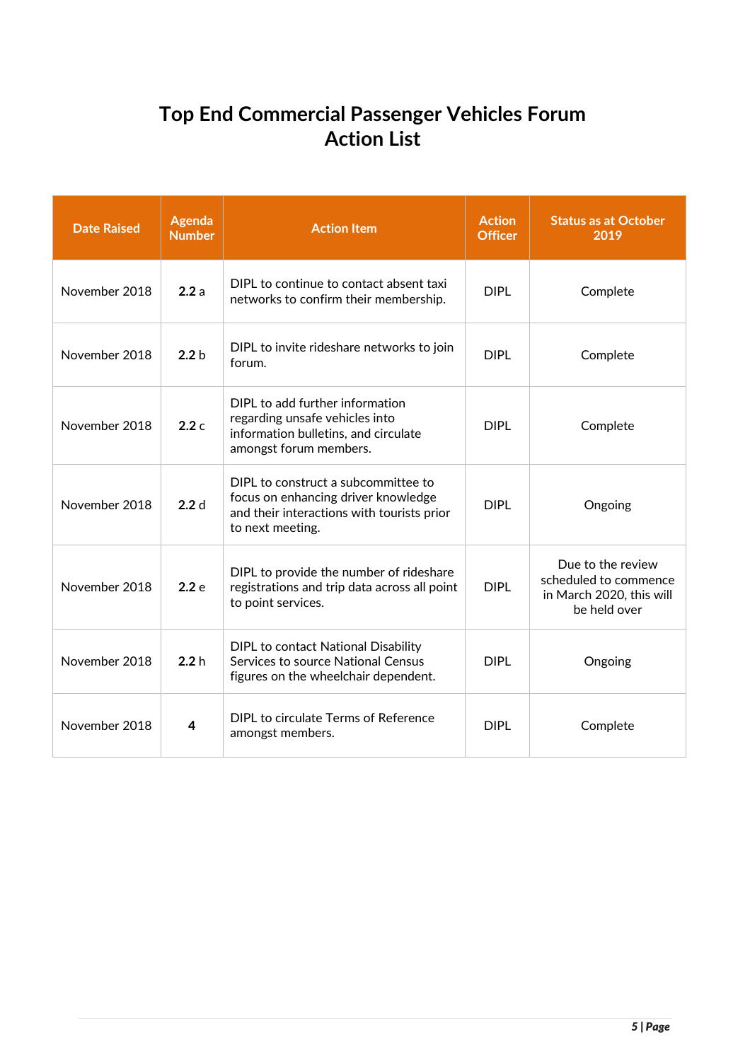# Top End Commercial Passenger Vehicles Forum
# Action List

| Date Raised | Agenda Number | Action Item | Action Officer | Status as at October 2019 |
|---|---|---|---|---|
| November 2018 | **2.2** a | DIPL to continue to contact absent taxi networks to confirm their membership. | DIPL | Complete |
| November 2018 | **2.2** b | DIPL to invite rideshare networks to join forum. | DIPL | Complete |
| November 2018 | **2.2** c | DIPL to add further information regarding unsafe vehicles into information bulletins, and circulate amongst forum members. | DIPL | Complete |
| November 2018 | **2.2** d | DIPL to construct a subcommittee to focus on enhancing driver knowledge and their interactions with tourists prior to next meeting. | DIPL | Ongoing |
| November 2018 | **2.2** e | DIPL to provide the number of rideshare registrations and trip data across all point to point services. | DIPL | Due to the review scheduled to commence in March 2020, this will be held over |
| November 2018 | **2.2** h | DIPL to contact National Disability Services to source National Census figures on the wheelchair dependent. | DIPL | Ongoing |
| November 2018 | **4** | DIPL to circulate Terms of Reference amongst members. | DIPL | Complete |